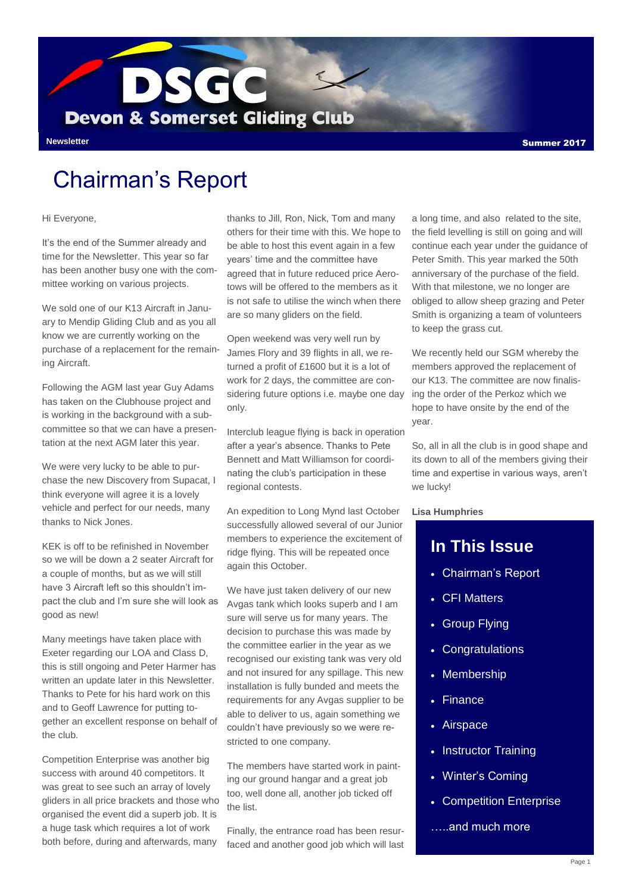# DSGC

**Devon & Somerset Gliding Club**

**Newsletter** **Summer 2017**

# Chairman's Report

Hi Everyone,

It's the end of the Summer already and time for the Newsletter. This year so far has been another busy one with the committee working on various projects.

We sold one of our K13 Aircraft in January to Mendip Gliding Club and as you all know we are currently working on the purchase of a replacement for the remaining Aircraft.

Following the AGM last year Guy Adams has taken on the Clubhouse project and is working in the background with a sub-committee so that we can have a presentation at the next AGM later this year.

We were very lucky to be able to purchase the new Discovery from Supacat, I think everyone will agree it is a lovely vehicle and perfect for our needs, many thanks to Nick Jones.

KEK is off to be refinished in November so we will be down a 2 seater Aircraft for a couple of months, but as we will still have 3 Aircraft left so this shouldn't impact the club and I'm sure she will look as good as new!

Many meetings have taken place with Exeter regarding our LOA and Class D, this is still ongoing and Peter Harmer has written an update later in this Newsletter. Thanks to Pete for his hard work on this and to Geoff Lawrence for putting together an excellent response on behalf of the club.

Competition Enterprise was another big success with around 40 competitors. It was great to see such an array of lovely gliders in all price brackets and those who organised the event did a superb job. It is a huge task which requires a lot of work both before, during and afterwards, many thanks to Jill, Ron, Nick, Tom and many others for their time with this. We hope to be able to host this event again in a few years' time and the committee have agreed that in future reduced price Aerotows will be offered to the members as it is not safe to utilise the winch when there are so many gliders on the field.

Open weekend was very well run by James Flory and 39 flights in all, we returned a profit of £1600 but it is a lot of work for 2 days, the committee are considering future options i.e. maybe one day only.

Interclub league flying is back in operation after a year's absence. Thanks to Pete Bennett and Matt Williamson for coordinating the club's participation in these regional contests.

An expedition to Long Mynd last October successfully allowed several of our Junior members to experience the excitement of ridge flying. This will be repeated once again this October.

We have just taken delivery of our new Avgas tank which looks superb and I am sure will serve us for many years. The decision to purchase this was made by the committee earlier in the year as we recognised our existing tank was very old and not insured for any spillage. This new installation is fully bunded and meets the requirements for any Avgas supplier to be able to deliver to us, again something we couldn't have previously so we were restricted to one company.

The members have started work in painting our ground hangar and a great job too, well done all, another job ticked off the list.

Finally, the entrance road has been resurfaced and another good job which will last a long time, and also related to the site, the field levelling is still on going and will continue each year under the guidance of Peter Smith. This year marked the 50th anniversary of the purchase of the field. With that milestone, we no longer are obliged to allow sheep grazing and Peter Smith is organizing a team of volunteers to keep the grass cut.

We recently held our SGM whereby the members approved the replacement of our K13. The committee are now finalising the order of the Perkoz which we hope to have onsite by the end of the year.

So, all in all the club is in good shape and its down to all of the members giving their time and expertise in various ways, aren't we lucky!

**Lisa Humphries**

## In This Issue

- Chairman's Report
- CFI Matters
- Group Flying
- Congratulations
- Membership
- Finance
- Airspace
- Instructor Training
- Winter's Coming
- Competition Enterprise

…..and much more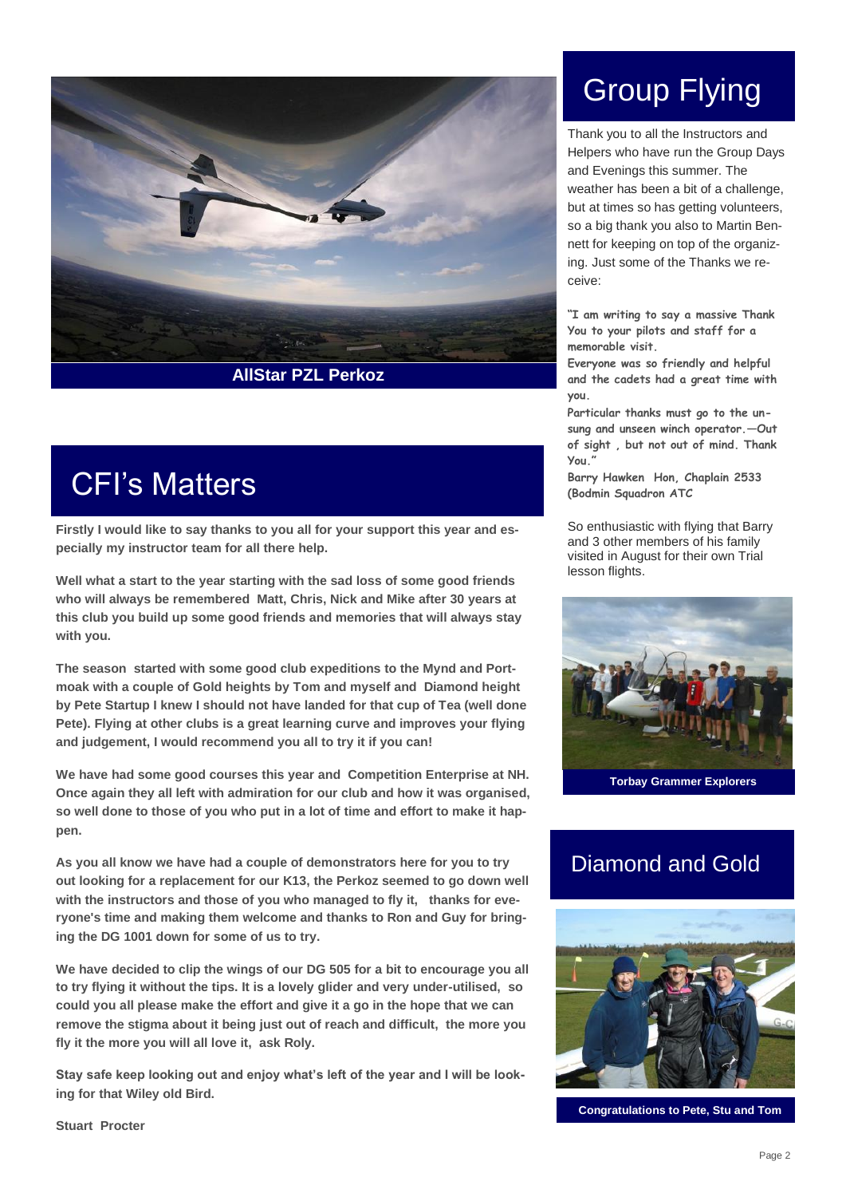AllStar PZL Perkoz

# CFI's Matters

**Firstly I would like to say thanks to you all for your support this year and especially my instructor team for all there help.**

**Well what a start to the year starting with the sad loss of some good friends who will always be remembered Matt, Chris, Nick and Mike after 30 years at this club you build up some good friends and memories that will always stay with you.**

**The season started with some good club expeditions to the Mynd and Portmoak with a couple of Gold heights by Tom and myself and Diamond height by Pete Startup I knew I should not have landed for that cup of Tea (well done Pete). Flying at other clubs is a great learning curve and improves your flying and judgement, I would recommend you all to try it if you can!**

**We have had some good courses this year and Competition Enterprise at NH. Once again they all left with admiration for our club and how it was organised, so well done to those of you who put in a lot of time and effort to make it happen.**

**As you all know we have had a couple of demonstrators here for you to try out looking for a replacement for our K13, the Perkoz seemed to go down well with the instructors and those of you who managed to fly it, thanks for everyone's time and making them welcome and thanks to Ron and Guy for bringing the DG 1001 down for some of us to try.**

**We have decided to clip the wings of our DG 505 for a bit to encourage you all to try flying it without the tips. It is a lovely glider and very under-utilised, so could you all please make the effort and give it a go in the hope that we can remove the stigma about it being just out of reach and difficult, the more you fly it the more you will all love it, ask Roly.**

**Stay safe keep looking out and enjoy what's left of the year and I will be looking for that Wiley old Bird.**

**Stuart Procter**

# Group Flying

Thank you to all the Instructors and Helpers who have run the Group Days and Evenings this summer. The weather has been a bit of a challenge, but at times so has getting volunteers, so a big thank you also to Martin Bennett for keeping on top of the organizing. Just some of the Thanks we receive:

**"I am writing to say a massive Thank You to your pilots and staff for a memorable visit.**
**Everyone was so friendly and helpful and the cadets had a great time with you.**
**Particular thanks must go to the unsung and unseen winch operator.—Out of sight , but not out of mind. Thank You."**
**Barry Hawken Hon, Chaplain 2533 (Bodmin Squadron ATC**

So enthusiastic with flying that Barry and 3 other members of his family visited in August for their own Trial lesson flights.

Torbay Grammer Explorers

# Diamond and Gold

Congratulations to Pete, Stu and Tom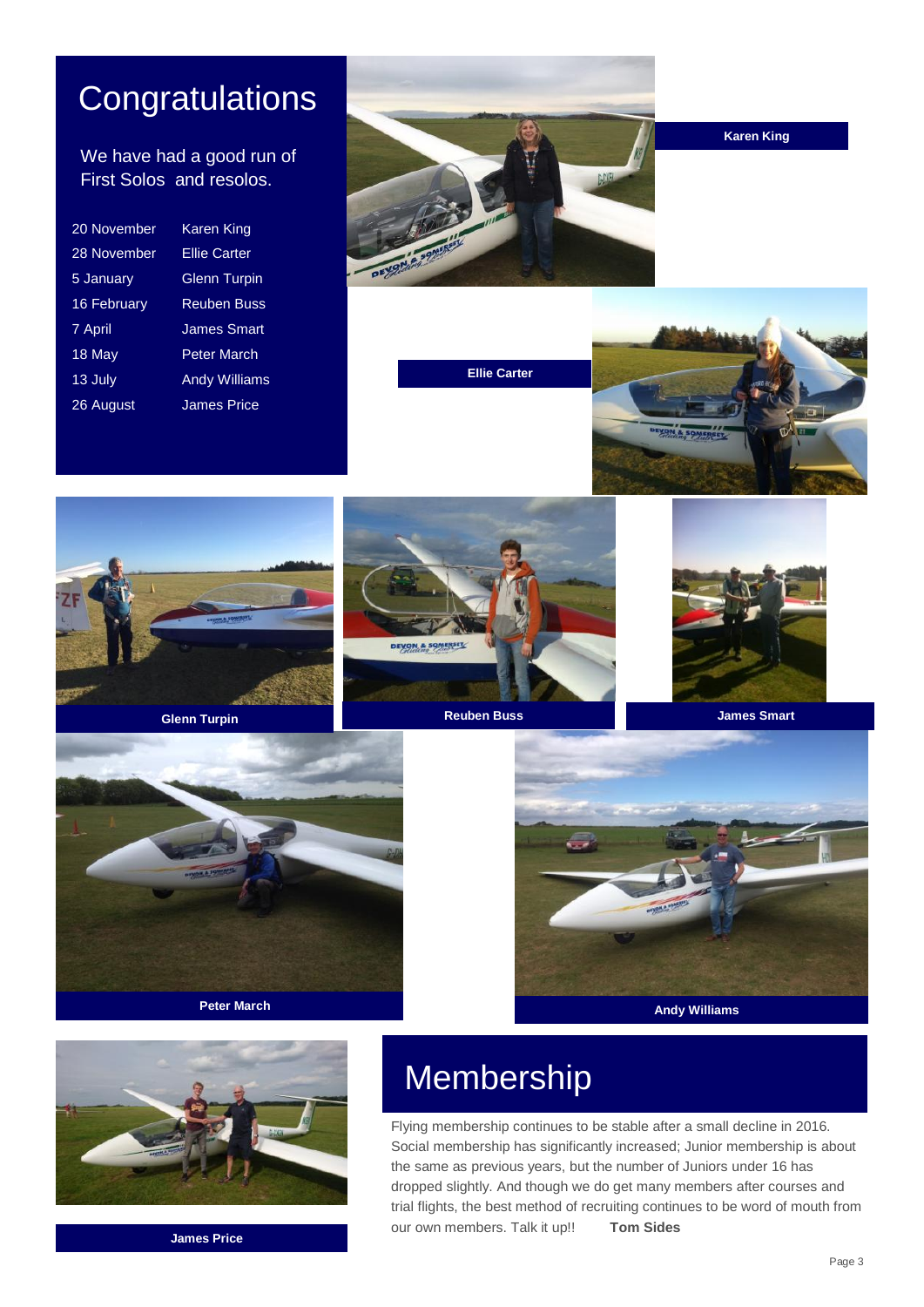# Congratulations

We have had a good run of First Solos and resolos.

| | |
|---|---|
| 20 November | Karen King |
| 28 November | Ellie Carter |
| 5 January | Glenn Turpin |
| 16 February | Reuben Buss |
| 7 April | James Smart |
| 18 May | Peter March |
| 13 July | Andy Williams |
| 26 August | James Price |

**Karen King**

**Ellie Carter**

**Glenn Turpin**

**Reuben Buss**

**James Smart**

**Peter March**

**Andy Williams**

**James Price**

# Membership

Flying membership continues to be stable after a small decline in 2016. Social membership has significantly increased; Junior membership is about the same as previous years, but the number of Juniors under 16 has dropped slightly. And though we do get many members after courses and trial flights, the best method of recruiting continues to be word of mouth from our own members. Talk it up!! **Tom Sides**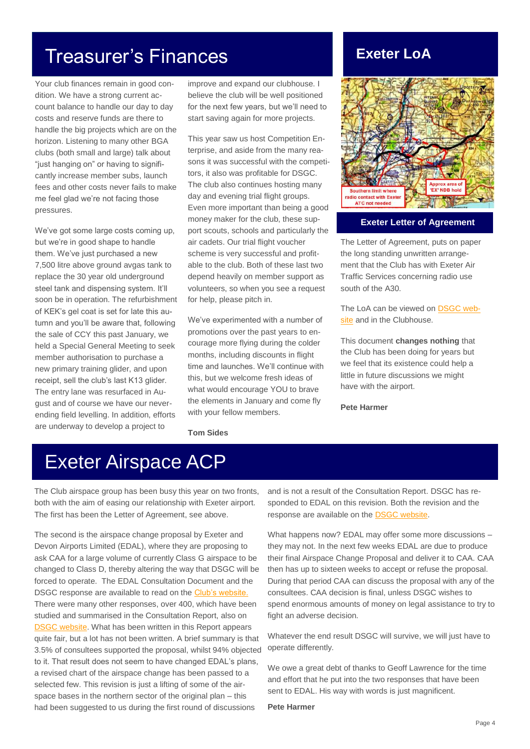# Treasurer's Finances

Your club finances remain in good condition. We have a strong current account balance to handle our day to day costs and reserve funds are there to handle the big projects which are on the horizon. Listening to many other BGA clubs (both small and large) talk about "just hanging on" or having to significantly increase member subs, launch fees and other costs never fails to make me feel glad we're not facing those pressures.

We've got some large costs coming up, but we're in good shape to handle them. We've just purchased a new 7,500 litre above ground avgas tank to replace the 30 year old underground steel tank and dispensing system. It'll soon be in operation. The refurbishment of KEK's gel coat is set for late this autumn and you'll be aware that, following the sale of CCY this past January, we held a Special General Meeting to seek member authorisation to purchase a new primary training glider, and upon receipt, sell the club's last K13 glider. The entry lane was resurfaced in August and of course we have our never-ending field levelling. In addition, efforts are underway to develop a project to improve and expand our clubhouse. I believe the club will be well positioned for the next few years, but we'll need to start saving again for more projects.

This year saw us host Competition Enterprise, and aside from the many reasons it was successful with the competitors, it also was profitable for DSGC. The club also continues hosting many day and evening trial flight groups. Even more important than being a good money maker for the club, these support scouts, schools and particularly the air cadets. Our trial flight voucher scheme is very successful and profitable to the club. Both of these last two depend heavily on member support as volunteers, so when you see a request for help, please pitch in.

We've experimented with a number of promotions over the past years to encourage more flying during the colder months, including discounts in flight time and launches. We'll continue with this, but we welcome fresh ideas of what would encourage YOU to brave the elements in January and come fly with your fellow members.

**Tom Sides**

# Exeter LoA

Southern limit where radio contact with Exeter ATC not needed

Approx area of 'EX' NDB hold

**Exeter Letter of Agreement**

The Letter of Agreement, puts on paper the long standing unwritten arrangement that the Club has with Exeter Air Traffic Services concerning radio use south of the A30.

The LoA can be viewed on DSGC website and in the Clubhouse.

This document **changes nothing** that the Club has been doing for years but we feel that its existence could help a little in future discussions we might have with the airport.

**Pete Harmer**

# Exeter Airspace ACP

The Club airspace group has been busy this year on two fronts, both with the aim of easing our relationship with Exeter airport. The first has been the Letter of Agreement, see above.

The second is the airspace change proposal by Exeter and Devon Airports Limited (EDAL), where they are proposing to ask CAA for a large volume of currently Class G airspace to be changed to Class D, thereby altering the way that DSGC will be forced to operate. The EDAL Consultation Document and the DSGC response are available to read on the Club's website. There were many other responses, over 400, which have been studied and summarised in the Consultation Report, also on DSGC website. What has been written in this Report appears quite fair, but a lot has not been written. A brief summary is that 3.5% of consultees supported the proposal, whilst 94% objected to it. That result does not seem to have changed EDAL's plans, a revised chart of the airspace change has been passed to a selected few. This revision is just a lifting of some of the airspace bases in the northern sector of the original plan – this had been suggested to us during the first round of discussions and is not a result of the Consultation Report. DSGC has responded to EDAL on this revision. Both the revision and the response are available on the DSGC website.

What happens now? EDAL may offer some more discussions – they may not. In the next few weeks EDAL are due to produce their final Airspace Change Proposal and deliver it to CAA. CAA then has up to sixteen weeks to accept or refuse the proposal. During that period CAA can discuss the proposal with any of the consultees. CAA decision is final, unless DSGC wishes to spend enormous amounts of money on legal assistance to try to fight an adverse decision.

Whatever the end result DSGC will survive, we will just have to operate differently.

We owe a great debt of thanks to Geoff Lawrence for the time and effort that he put into the two responses that have been sent to EDAL. His way with words is just magnificent.

**Pete Harmer**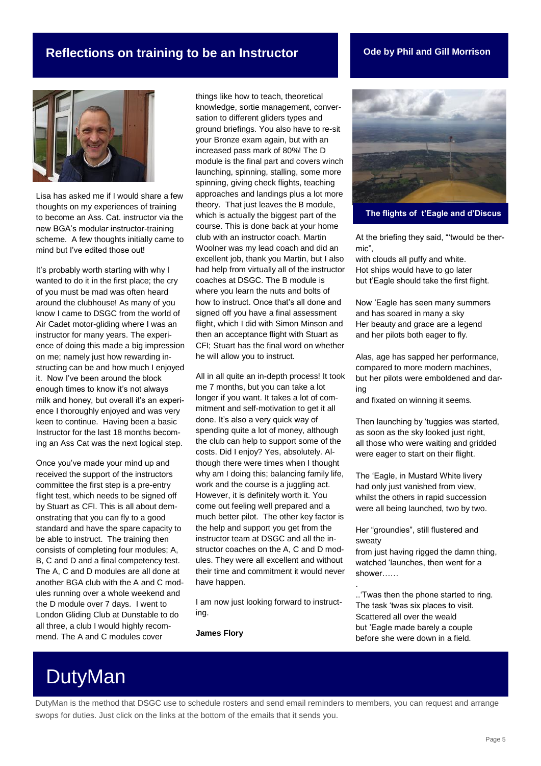## Reflections on training to be an Instructor

Lisa has asked me if I would share a few thoughts on my experiences of training to become an Ass. Cat. instructor via the new BGA's modular instructor-training scheme. A few thoughts initially came to mind but I've edited those out!

It's probably worth starting with why I wanted to do it in the first place; the cry of you must be mad was often heard around the clubhouse! As many of you know I came to DSGC from the world of Air Cadet motor-gliding where I was an instructor for many years. The experience of doing this made a big impression on me; namely just how rewarding instructing can be and how much I enjoyed it. Now I've been around the block enough times to know it's not always milk and honey, but overall it's an experience I thoroughly enjoyed and was very keen to continue. Having been a basic Instructor for the last 18 months becoming an Ass Cat was the next logical step.

Once you've made your mind up and received the support of the instructors committee the first step is a pre-entry flight test, which needs to be signed off by Stuart as CFI. This is all about demonstrating that you can fly to a good standard and have the spare capacity to be able to instruct. The training then consists of completing four modules; A, B, C and D and a final competency test. The A, C and D modules are all done at another BGA club with the A and C modules running over a whole weekend and the D module over 7 days. I went to London Gliding Club at Dunstable to do all three, a club I would highly recommend. The A and C modules cover things like how to teach, theoretical knowledge, sortie management, conversation to different gliders types and ground briefings. You also have to re-sit your Bronze exam again, but with an increased pass mark of 80%! The D module is the final part and covers winch launching, spinning, stalling, some more spinning, giving check flights, teaching approaches and landings plus a lot more theory. That just leaves the B module, which is actually the biggest part of the course. This is done back at your home club with an instructor coach. Martin Woolner was my lead coach and did an excellent job, thank you Martin, but I also had help from virtually all of the instructor coaches at DSGC. The B module is where you learn the nuts and bolts of how to instruct. Once that's all done and signed off you have a final assessment flight, which I did with Simon Minson and then an acceptance flight with Stuart as CFI; Stuart has the final word on whether he will allow you to instruct.

All in all quite an in-depth process! It took me 7 months, but you can take a lot longer if you want. It takes a lot of commitment and self-motivation to get it all done. It's also a very quick way of spending quite a lot of money, although the club can help to support some of the costs. Did I enjoy? Yes, absolutely. Although there were times when I thought why am I doing this; balancing family life, work and the course is a juggling act. However, it is definitely worth it. You come out feeling well prepared and a much better pilot. The other key factor is the help and support you get from the instructor team at DSGC and all the instructor coaches on the A, C and D modules. They were all excellent and without their time and commitment it would never have happened.

I am now just looking forward to instructing.

**James Flory**

## Ode by Phil and Gill Morrison

**The flights of t'Eagle and d'Discus**

At the briefing they said, "'twould be thermic",
with clouds all puffy and white.
Hot ships would have to go later
but t'Eagle should take the first flight.

Now 'Eagle has seen many summers
and has soared in many a sky
Her beauty and grace are a legend
and her pilots both eager to fly.

Alas, age has sapped her performance,
compared to more modern machines,
but her pilots were emboldened and daring
and fixated on winning it seems.

Then launching by 'tuggies was started,
as soon as the sky looked just right,
all those who were waiting and gridded
were eager to start on their flight.

The 'Eagle, in Mustard White livery
had only just vanished from view,
whilst the others in rapid succession
were all being launched, two by two.

Her "groundies", still flustered and sweaty
from just having rigged the damn thing,
watched 'launches, then went for a shower……

..'Twas then the phone started to ring.
The task 'twas six places to visit.
Scattered all over the weald
but 'Eagle made barely a couple
before she were down in a field.

# DutyMan

DutyMan is the method that DSGC use to schedule rosters and send email reminders to members, you can request and arrange swops for duties. Just click on the links at the bottom of the emails that it sends you.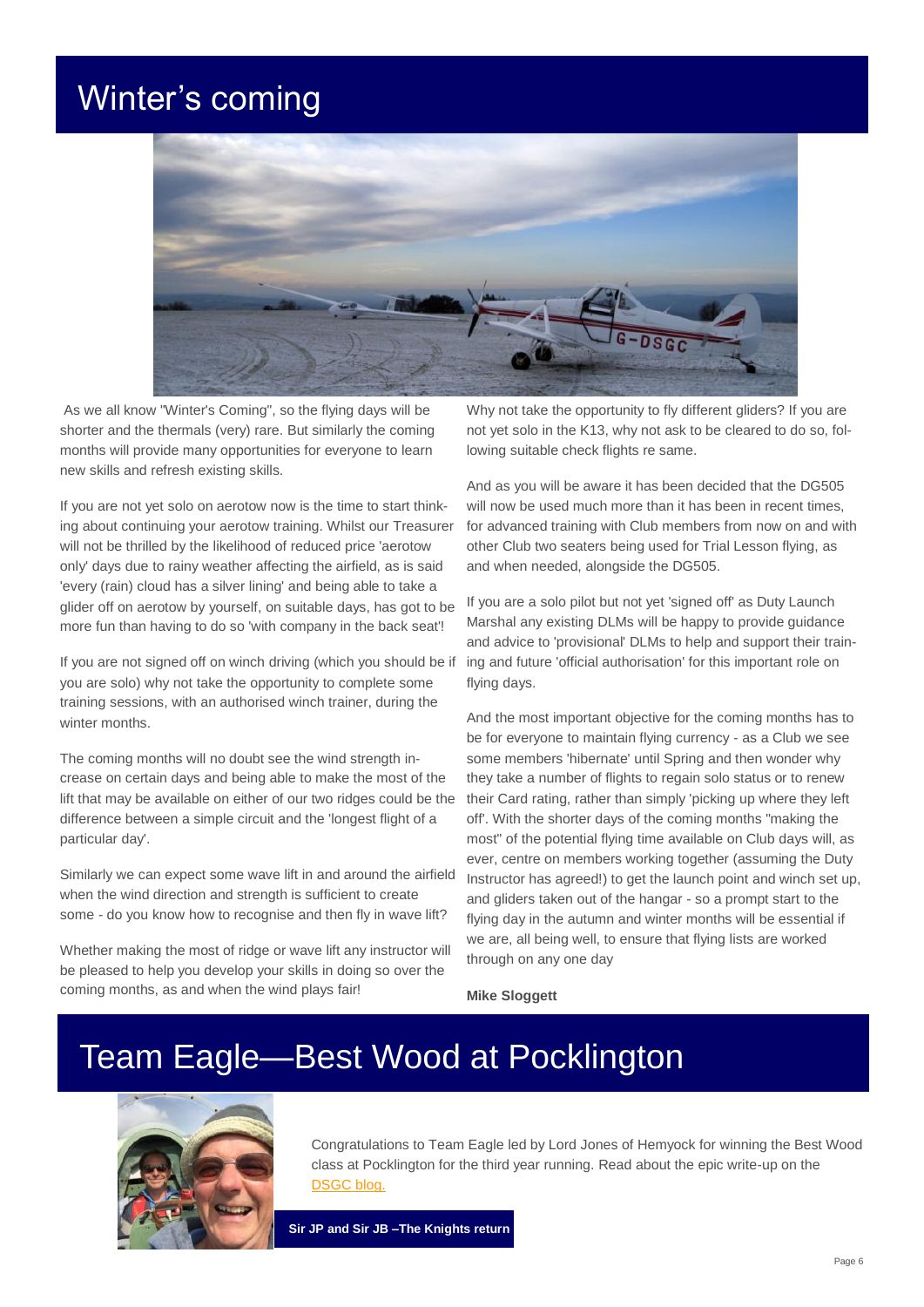# Winter's coming

As we all know "Winter's Coming", so the flying days will be shorter and the thermals (very) rare. But similarly the coming months will provide many opportunities for everyone to learn new skills and refresh existing skills.

If you are not yet solo on aerotow now is the time to start thinking about continuing your aerotow training. Whilst our Treasurer will not be thrilled by the likelihood of reduced price 'aerotow only' days due to rainy weather affecting the airfield, as is said 'every (rain) cloud has a silver lining' and being able to take a glider off on aerotow by yourself, on suitable days, has got to be more fun than having to do so 'with company in the back seat'!

If you are not signed off on winch driving (which you should be if you are solo) why not take the opportunity to complete some training sessions, with an authorised winch trainer, during the winter months.

The coming months will no doubt see the wind strength increase on certain days and being able to make the most of the lift that may be available on either of our two ridges could be the difference between a simple circuit and the 'longest flight of a particular day'.

Similarly we can expect some wave lift in and around the airfield when the wind direction and strength is sufficient to create some - do you know how to recognise and then fly in wave lift?

Whether making the most of ridge or wave lift any instructor will be pleased to help you develop your skills in doing so over the coming months, as and when the wind plays fair!

Why not take the opportunity to fly different gliders? If you are not yet solo in the K13, why not ask to be cleared to do so, following suitable check flights re same.

And as you will be aware it has been decided that the DG505 will now be used much more than it has been in recent times, for advanced training with Club members from now on and with other Club two seaters being used for Trial Lesson flying, as and when needed, alongside the DG505.

If you are a solo pilot but not yet 'signed off' as Duty Launch Marshal any existing DLMs will be happy to provide guidance and advice to 'provisional' DLMs to help and support their training and future 'official authorisation' for this important role on flying days.

And the most important objective for the coming months has to be for everyone to maintain flying currency - as a Club we see some members 'hibernate' until Spring and then wonder why they take a number of flights to regain solo status or to renew their Card rating, rather than simply 'picking up where they left off'. With the shorter days of the coming months "making the most" of the potential flying time available on Club days will, as ever, centre on members working together (assuming the Duty Instructor has agreed!) to get the launch point and winch set up, and gliders taken out of the hangar - so a prompt start to the flying day in the autumn and winter months will be essential if we are, all being well, to ensure that flying lists are worked through on any one day

**Mike Sloggett**

# Team Eagle—Best Wood at Pocklington

Congratulations to Team Eagle led by Lord Jones of Hemyock for winning the Best Wood class at Pocklington for the third year running. Read about the epic write-up on the DSGC blog.

**Sir JP and Sir JB –The Knights return**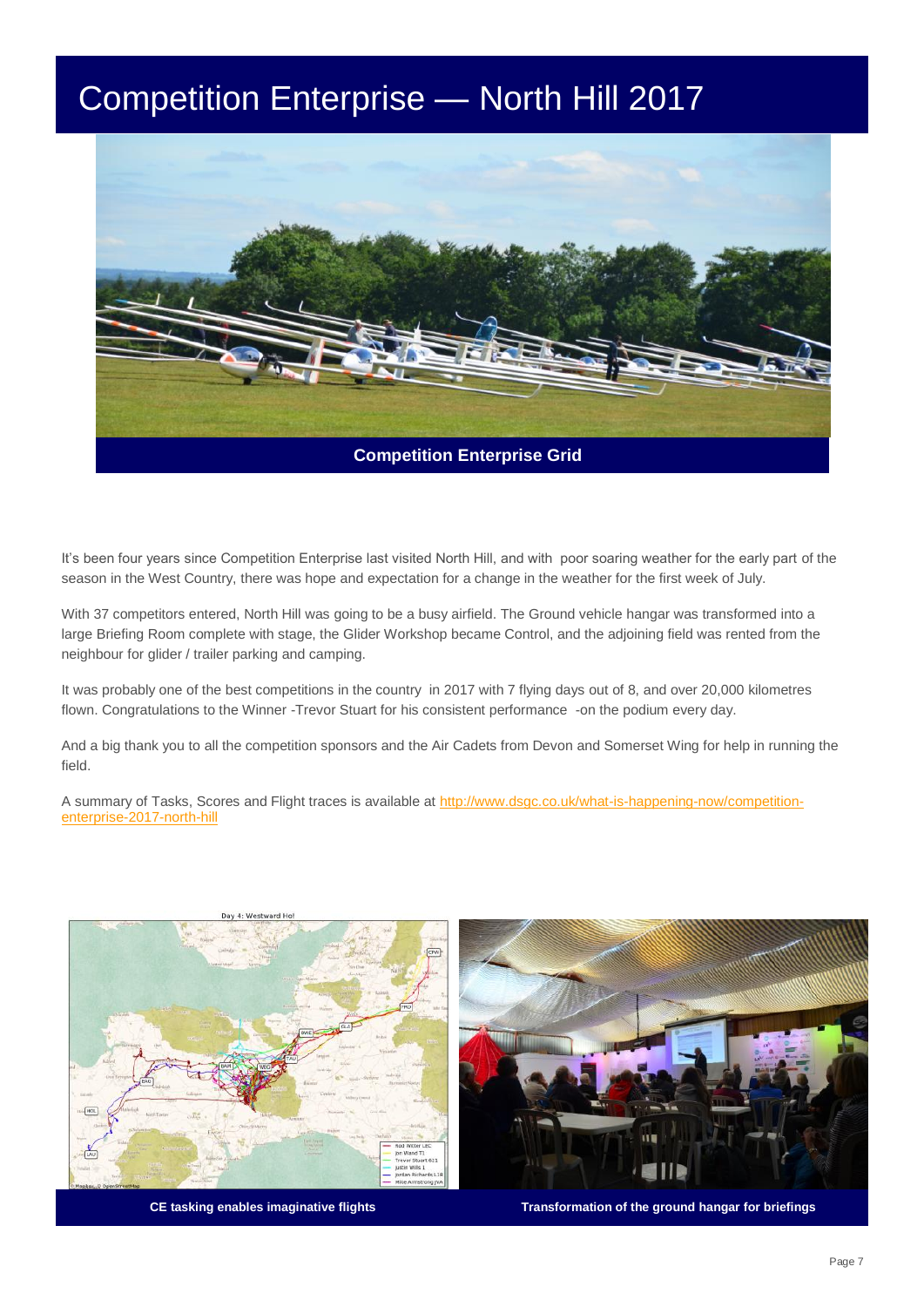# Competition Enterprise — North Hill 2017

**Competition Enterprise Grid**

It's been four years since Competition Enterprise last visited North Hill, and with poor soaring weather for the early part of the season in the West Country, there was hope and expectation for a change in the weather for the first week of July.

With 37 competitors entered, North Hill was going to be a busy airfield. The Ground vehicle hangar was transformed into a large Briefing Room complete with stage, the Glider Workshop became Control, and the adjoining field was rented from the neighbour for glider / trailer parking and camping.

It was probably one of the best competitions in the country in 2017 with 7 flying days out of 8, and over 20,000 kilometres flown. Congratulations to the Winner -Trevor Stuart for his consistent performance -on the podium every day.

And a big thank you to all the competition sponsors and the Air Cadets from Devon and Somerset Wing for help in running the field.

A summary of Tasks, Scores and Flight traces is available at [http://www.dsgc.co.uk/what-is-happening-now/competition-enterprise-2017-north-hill](http://www.dsgc.co.uk/what-is-happening-now/competition-enterprise-2017-north-hill)

**CE tasking enables imaginative flights**

**Transformation of the ground hangar for briefings**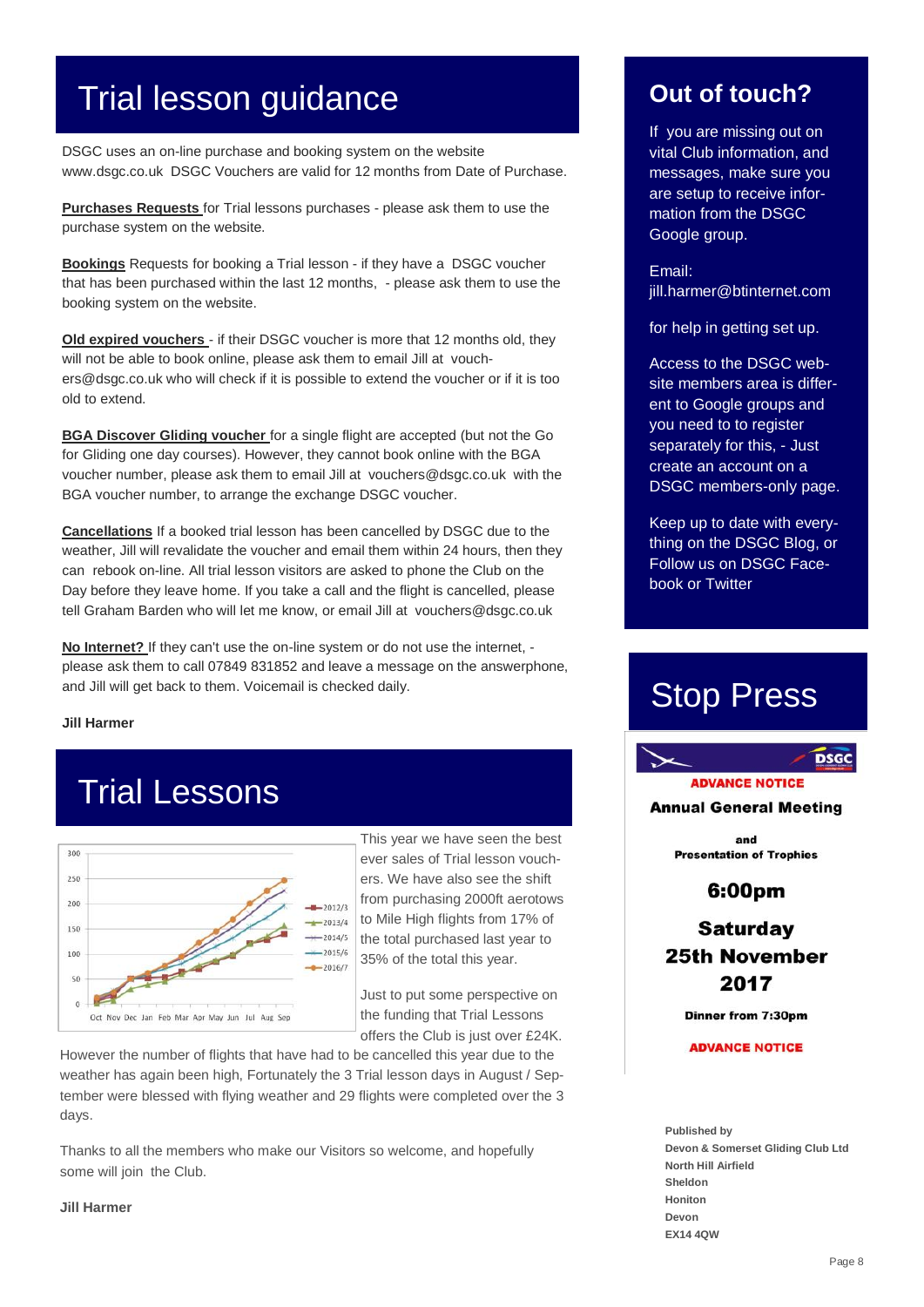# Trial lesson guidance

DSGC uses an on-line purchase and booking system on the website www.dsgc.co.uk DSGC Vouchers are valid for 12 months from Date of Purchase.

**Purchases Requests** for Trial lessons purchases - please ask them to use the purchase system on the website.

**Bookings** Requests for booking a Trial lesson - if they have a DSGC voucher that has been purchased within the last 12 months, - please ask them to use the booking system on the website.

**Old expired vouchers** - if their DSGC voucher is more that 12 months old, they will not be able to book online, please ask them to email Jill at vouchers@dsgc.co.uk who will check if it is possible to extend the voucher or if it is too old to extend.

**BGA Discover Gliding voucher** for a single flight are accepted (but not the Go for Gliding one day courses). However, they cannot book online with the BGA voucher number, please ask them to email Jill at vouchers@dsgc.co.uk with the BGA voucher number, to arrange the exchange DSGC voucher.

**Cancellations** If a booked trial lesson has been cancelled by DSGC due to the weather, Jill will revalidate the voucher and email them within 24 hours, then they can rebook on-line. All trial lesson visitors are asked to phone the Club on the Day before they leave home. If you take a call and the flight is cancelled, please tell Graham Barden who will let me know, or email Jill at vouchers@dsgc.co.uk

**No Internet?** If they can't use the on-line system or do not use the internet, - please ask them to call 07849 831852 and leave a message on the answerphone, and Jill will get back to them. Voicemail is checked daily.

**Jill Harmer**

# Trial Lessons

300
250
200
150
100
50
0
Oct Nov Dec Jan Feb Mar Apr May Jun Jul Aug Sep
2012/3
2013/4
2014/5
2015/6
2016/7

This year we have seen the best ever sales of Trial lesson vouchers. We have also see the shift from purchasing 2000ft aerotows to Mile High flights from 17% of the total purchased last year to 35% of the total this year.

Just to put some perspective on the funding that Trial Lessons offers the Club is just over £24K. However the number of flights that have had to be cancelled this year due to the weather has again been high, Fortunately the 3 Trial lesson days in August / September were blessed with flying weather and 29 flights were completed over the 3 days.

Thanks to all the members who make our Visitors so welcome, and hopefully some will join the Club.

**Jill Harmer**

## Out of touch?

If you are missing out on vital Club information, and messages, make sure you are setup to receive information from the DSGC Google group.

Email:
jill.harmer@btinternet.com

for help in getting set up.

Access to the DSGC website members area is different to Google groups and you need to to register separately for this, - Just create an account on a DSGC members-only page.

Keep up to date with everything on the DSGC Blog, or Follow us on DSGC Facebook or Twitter

# Stop Press

DSGC

**ADVANCE NOTICE**

**Annual General Meeting**

**and**
**Presentation of Trophies**

**6:00pm**

**Saturday**
**25th November**
**2017**

**Dinner from 7:30pm**

**ADVANCE NOTICE**

**Published by**
**Devon & Somerset Gliding Club Ltd**
**North Hill Airfield**
**Sheldon**
**Honiton**
**Devon**
**EX14 4QW**